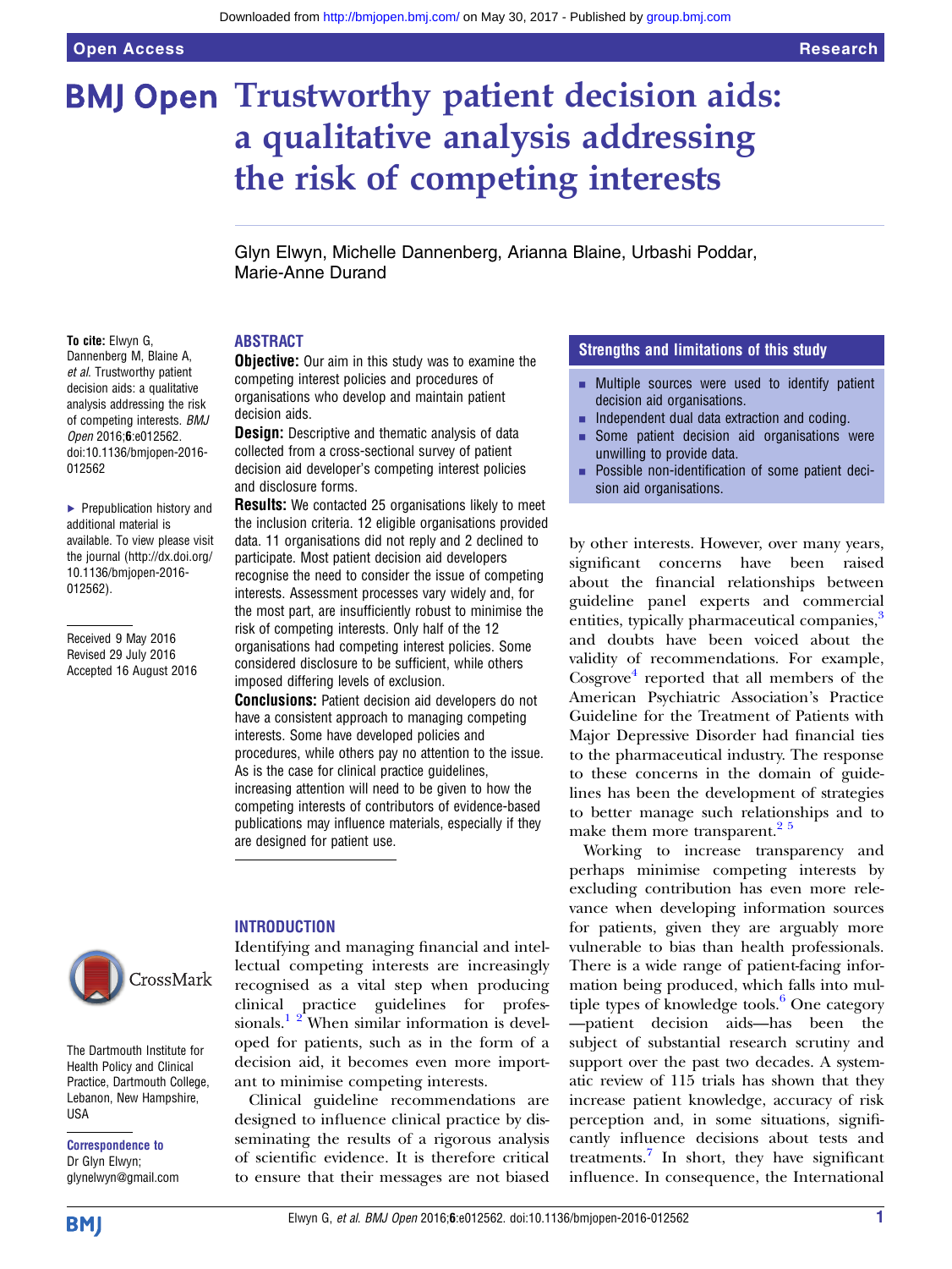# Trustworthy patient decision aids: a qualitative analysis addressing the risk of competing interests

Glyn Elwyn, Michelle Dannenberg, Arianna Blaine, Urbashi Poddar, Marie-Anne Durand

**To cite:** Elwyn G, Dannenberg M, Blaine A, *et al*. Trustworthy patient decision aids: a qualitative analysis addressing the risk of competing interests. *BMJ Open* 2016;**6**:e012562. doi:10.1136/bmjopen-2016-012562

▸ Prepublication history and additional material is available. To view please visit the journal (http://dx.doi.org/10.1136/bmjopen-2016-012562).

Received 9 May 2016
Revised 29 July 2016
Accepted 16 August 2016

The Dartmouth Institute for Health Policy and Clinical Practice, Dartmouth College, Lebanon, New Hampshire, USA

**Correspondence to**
Dr Glyn Elwyn;
glynelwyn@gmail.com

## ABSTRACT

**Objective:** Our aim in this study was to examine the competing interest policies and procedures of organisations who develop and maintain patient decision aids.

**Design:** Descriptive and thematic analysis of data collected from a cross-sectional survey of patient decision aid developer's competing interest policies and disclosure forms.

**Results:** We contacted 25 organisations likely to meet the inclusion criteria. 12 eligible organisations provided data. 11 organisations did not reply and 2 declined to participate. Most patient decision aid developers recognise the need to consider the issue of competing interests. Assessment processes vary widely and, for the most part, are insufficiently robust to minimise the risk of competing interests. Only half of the 12 organisations had competing interest policies. Some considered disclosure to be sufficient, while others imposed differing levels of exclusion.

**Conclusions:** Patient decision aid developers do not have a consistent approach to managing competing interests. Some have developed policies and procedures, while others pay no attention to the issue. As is the case for clinical practice guidelines, increasing attention will need to be given to how the competing interests of contributors of evidence-based publications may influence materials, especially if they are designed for patient use.

## Strengths and limitations of this study

- Multiple sources were used to identify patient decision aid organisations.
- Independent dual data extraction and coding.
- Some patient decision aid organisations were unwilling to provide data.
- Possible non-identification of some patient decision aid organisations.

## INTRODUCTION

Identifying and managing financial and intellectual competing interests are increasingly recognised as a vital step when producing clinical practice guidelines for professionals.[1,2] When similar information is developed for patients, such as in the form of a decision aid, it becomes even more important to minimise competing interests.

Clinical guideline recommendations are designed to influence clinical practice by disseminating the results of a rigorous analysis of scientific evidence. It is therefore critical to ensure that their messages are not biased by other interests. However, over many years, significant concerns have been raised about the financial relationships between guideline panel experts and commercial entities, typically pharmaceutical companies,[3] and doubts have been voiced about the validity of recommendations. For example, Cosgrove[4] reported that all members of the American Psychiatric Association's Practice Guideline for the Treatment of Patients with Major Depressive Disorder had financial ties to the pharmaceutical industry. The response to these concerns in the domain of guidelines has been the development of strategies to better manage such relationships and to make them more transparent.[2,5]

Working to increase transparency and perhaps minimise competing interests by excluding contribution has even more relevance when developing information sources for patients, given they are arguably more vulnerable to bias than health professionals. There is a wide range of patient-facing information being produced, which falls into multiple types of knowledge tools.[6] One category—patient decision aids—has been the subject of substantial research scrutiny and support over the past two decades. A systematic review of 115 trials has shown that they increase patient knowledge, accuracy of risk perception and, in some situations, significantly influence decisions about tests and treatments.[7] In short, they have significant influence. In consequence, the International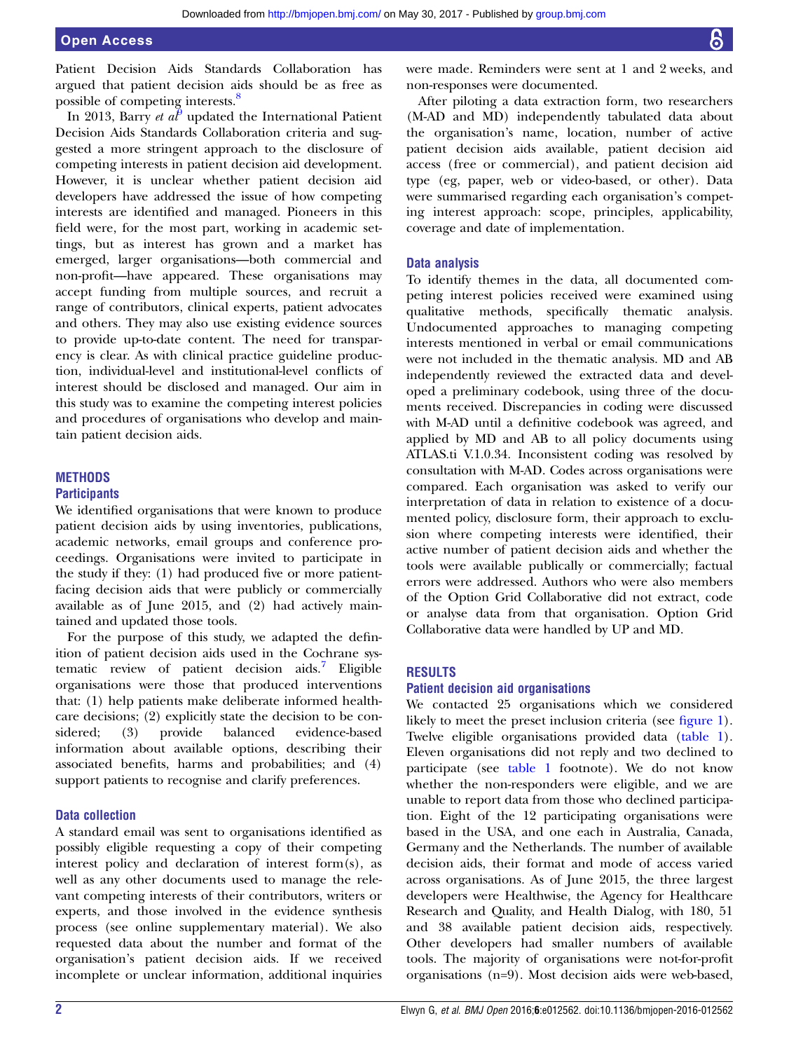Patient Decision Aids Standards Collaboration has argued that patient decision aids should be as free as possible of competing interests.[8]

In 2013, Barry *et al*[9] updated the International Patient Decision Aids Standards Collaboration criteria and suggested a more stringent approach to the disclosure of competing interests in patient decision aid development. However, it is unclear whether patient decision aid developers have addressed the issue of how competing interests are identified and managed. Pioneers in this field were, for the most part, working in academic settings, but as interest has grown and a market has emerged, larger organisations—both commercial and non-profit—have appeared. These organisations may accept funding from multiple sources, and recruit a range of contributors, clinical experts, patient advocates and others. They may also use existing evidence sources to provide up-to-date content. The need for transparency is clear. As with clinical practice guideline production, individual-level and institutional-level conflicts of interest should be disclosed and managed. Our aim in this study was to examine the competing interest policies and procedures of organisations who develop and maintain patient decision aids.

## METHODS

### Participants

We identified organisations that were known to produce patient decision aids by using inventories, publications, academic networks, email groups and conference proceedings. Organisations were invited to participate in the study if they: (1) had produced five or more patient-facing decision aids that were publicly or commercially available as of June 2015, and (2) had actively maintained and updated those tools.

For the purpose of this study, we adapted the definition of patient decision aids used in the Cochrane systematic review of patient decision aids.[7] Eligible organisations were those that produced interventions that: (1) help patients make deliberate informed healthcare decisions; (2) explicitly state the decision to be considered; (3) provide balanced evidence-based information about available options, describing their associated benefits, harms and probabilities; and (4) support patients to recognise and clarify preferences.

### Data collection

A standard email was sent to organisations identified as possibly eligible requesting a copy of their competing interest policy and declaration of interest form(s), as well as any other documents used to manage the relevant competing interests of their contributors, writers or experts, and those involved in the evidence synthesis process (see online supplementary material). We also requested data about the number and format of the organisation's patient decision aids. If we received incomplete or unclear information, additional inquiries were made. Reminders were sent at 1 and 2 weeks, and non-responses were documented.

After piloting a data extraction form, two researchers (M-AD and MD) independently tabulated data about the organisation's name, location, number of active patient decision aids available, patient decision aid access (free or commercial), and patient decision aid type (eg, paper, web or video-based, or other). Data were summarised regarding each organisation's competing interest approach: scope, principles, applicability, coverage and date of implementation.

### Data analysis

To identify themes in the data, all documented competing interest policies received were examined using qualitative methods, specifically thematic analysis. Undocumented approaches to managing competing interests mentioned in verbal or email communications were not included in the thematic analysis. MD and AB independently reviewed the extracted data and developed a preliminary codebook, using three of the documents received. Discrepancies in coding were discussed with M-AD until a definitive codebook was agreed, and applied by MD and AB to all policy documents using ATLAS.ti V.1.0.34. Inconsistent coding was resolved by consultation with M-AD. Codes across organisations were compared. Each organisation was asked to verify our interpretation of data in relation to existence of a documented policy, disclosure form, their approach to exclusion where competing interests were identified, their active number of patient decision aids and whether the tools were available publically or commercially; factual errors were addressed. Authors who were also members of the Option Grid Collaborative did not extract, code or analyse data from that organisation. Option Grid Collaborative data were handled by UP and MD.

## RESULTS

### Patient decision aid organisations

We contacted 25 organisations which we considered likely to meet the preset inclusion criteria (see figure 1). Twelve eligible organisations provided data (table 1). Eleven organisations did not reply and two declined to participate (see table 1 footnote). We do not know whether the non-responders were eligible, and we are unable to report data from those who declined participation. Eight of the 12 participating organisations were based in the USA, and one each in Australia, Canada, Germany and the Netherlands. The number of available decision aids, their format and mode of access varied across organisations. As of June 2015, the three largest developers were Healthwise, the Agency for Healthcare Research and Quality, and Health Dialog, with 180, 51 and 38 available patient decision aids, respectively. Other developers had smaller numbers of available tools. The majority of organisations were not-for-profit organisations (n=9). Most decision aids were web-based,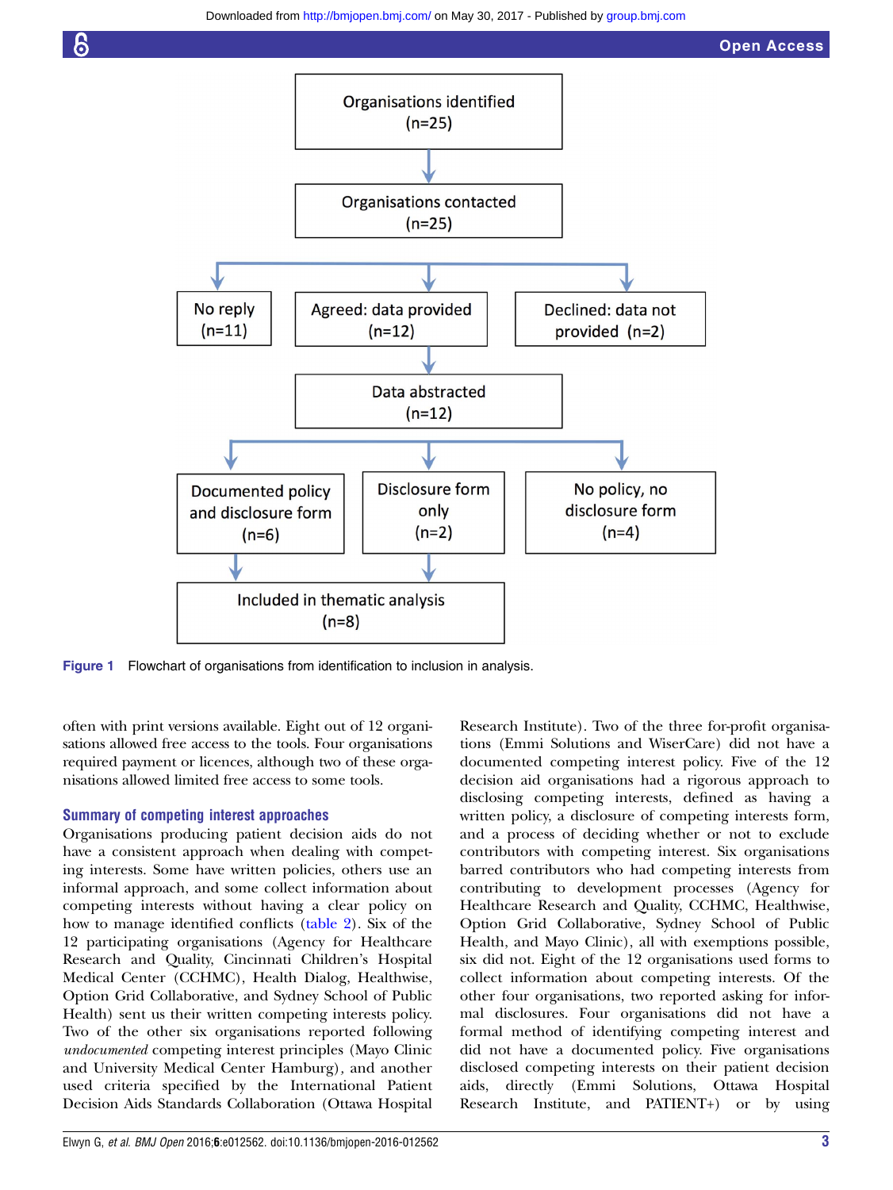Figure 1 Flowchart of organisations from identification to inclusion in analysis.

often with print versions available. Eight out of 12 organisations allowed free access to the tools. Four organisations required payment or licences, although two of these organisations allowed limited free access to some tools.

### Summary of competing interest approaches

Organisations producing patient decision aids do not have a consistent approach when dealing with competing interests. Some have written policies, others use an informal approach, and some collect information about competing interests without having a clear policy on how to manage identified conflicts (table 2). Six of the 12 participating organisations (Agency for Healthcare Research and Quality, Cincinnati Children's Hospital Medical Center (CCHMC), Health Dialog, Healthwise, Option Grid Collaborative, and Sydney School of Public Health) sent us their written competing interests policy. Two of the other six organisations reported following *undocumented* competing interest principles (Mayo Clinic and University Medical Center Hamburg), and another used criteria specified by the International Patient Decision Aids Standards Collaboration (Ottawa Hospital Research Institute). Two of the three for-profit organisations (Emmi Solutions and WiserCare) did not have a documented competing interest policy. Five of the 12 decision aid organisations had a rigorous approach to disclosing competing interests, defined as having a written policy, a disclosure of competing interests form, and a process of deciding whether or not to exclude contributors with competing interest. Six organisations barred contributors who had competing interests from contributing to development processes (Agency for Healthcare Research and Quality, CCHMC, Healthwise, Option Grid Collaborative, Sydney School of Public Health, and Mayo Clinic), all with exemptions possible, six did not. Eight of the 12 organisations used forms to collect information about competing interests. Of the other four organisations, two reported asking for informal disclosures. Four organisations did not have a formal method of identifying competing interest and did not have a documented policy. Five organisations disclosed competing interests on their patient decision aids, directly (Emmi Solutions, Ottawa Hospital Research Institute, and PATIENT+) or by using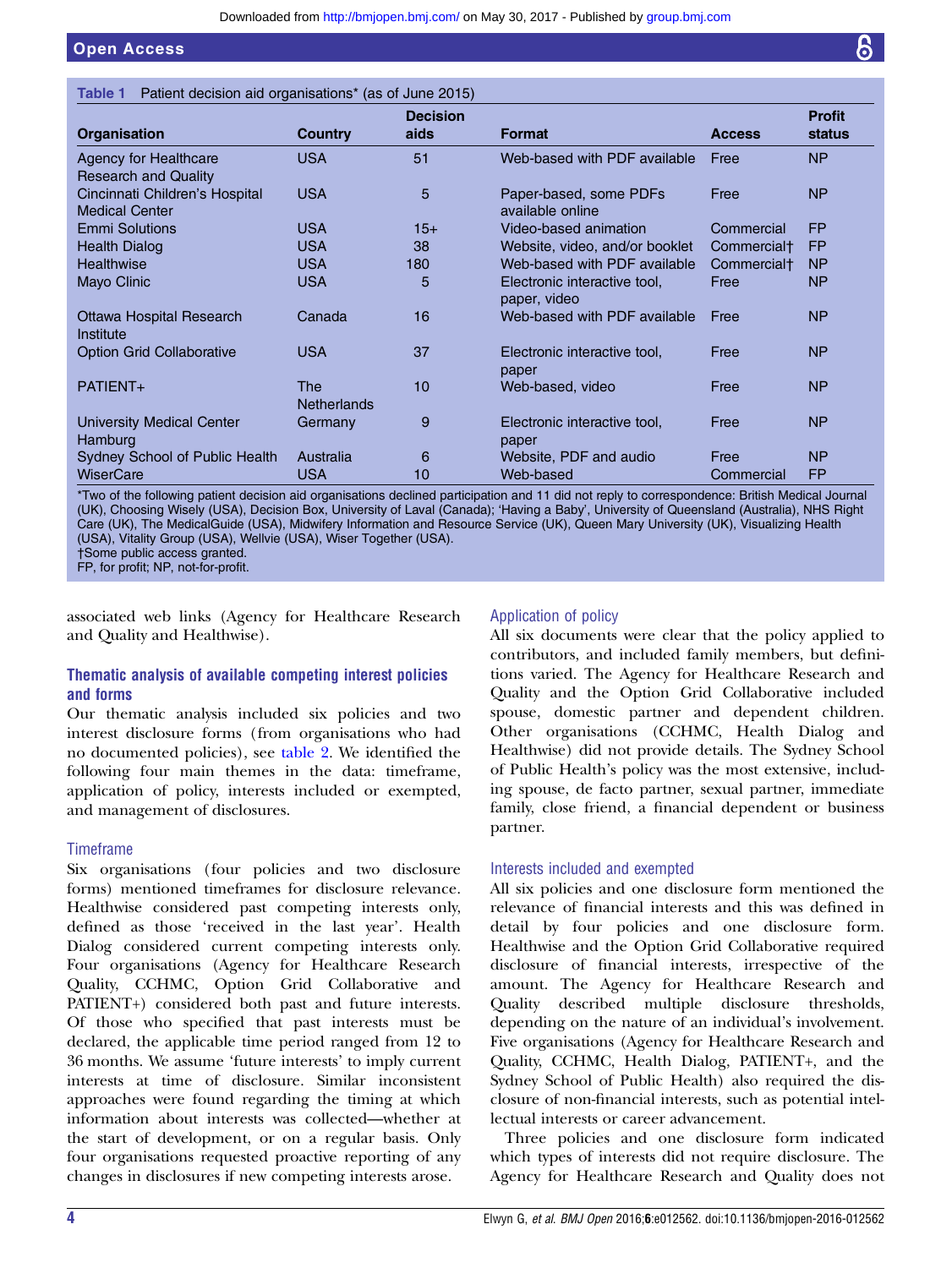**Table 1** Patient decision aid organisations* (as of June 2015)

| Organisation | Country | Decision aids | Format | Access | Profit status |
|---|---|---|---|---|---|
| Agency for Healthcare Research and Quality | USA | 51 | Web-based with PDF available | Free | NP |
| Cincinnati Children's Hospital Medical Center | USA | 5 | Paper-based, some PDFs available online | Free | NP |
| Emmi Solutions | USA | 15+ | Video-based animation | Commercial | FP |
| Health Dialog | USA | 38 | Website, video, and/or booklet | Commercial† | FP |
| Healthwise | USA | 180 | Web-based with PDF available | Commercial† | NP |
| Mayo Clinic | USA | 5 | Electronic interactive tool, paper, video | Free | NP |
| Ottawa Hospital Research Institute | Canada | 16 | Web-based with PDF available | Free | NP |
| Option Grid Collaborative | USA | 37 | Electronic interactive tool, paper | Free | NP |
| PATIENT+ | The Netherlands | 10 | Web-based, video | Free | NP |
| University Medical Center Hamburg | Germany | 9 | Electronic interactive tool, paper | Free | NP |
| Sydney School of Public Health | Australia | 6 | Website, PDF and audio | Free | NP |
| WiserCare | USA | 10 | Web-based | Commercial | FP |

*Two of the following patient decision aid organisations declined participation and 11 did not reply to correspondence: British Medical Journal (UK), Choosing Wisely (USA), Decision Box, University of Laval (Canada); 'Having a Baby', University of Queensland (Australia), NHS Right Care (UK), The MedicalGuide (USA), Midwifery Information and Resource Service (UK), Queen Mary University (UK), Visualizing Health (USA), Vitality Group (USA), Wellvie (USA), Wiser Together (USA).
†Some public access granted.
FP, for profit; NP, not-for-profit.

associated web links (Agency for Healthcare Research and Quality and Healthwise).

### Thematic analysis of available competing interest policies and forms

Our thematic analysis included six policies and two interest disclosure forms (from organisations who had no documented policies), see table 2. We identified the following four main themes in the data: timeframe, application of policy, interests included or exempted, and management of disclosures.

#### Timeframe

Six organisations (four policies and two disclosure forms) mentioned timeframes for disclosure relevance. Healthwise considered past competing interests only, defined as those 'received in the last year'. Health Dialog considered current competing interests only. Four organisations (Agency for Healthcare Research Quality, CCHMC, Option Grid Collaborative and PATIENT+) considered both past and future interests. Of those who specified that past interests must be declared, the applicable time period ranged from 12 to 36 months. We assume 'future interests' to imply current interests at time of disclosure. Similar inconsistent approaches were found regarding the timing at which information about interests was collected—whether at the start of development, or on a regular basis. Only four organisations requested proactive reporting of any changes in disclosures if new competing interests arose.

#### Application of policy

All six documents were clear that the policy applied to contributors, and included family members, but definitions varied. The Agency for Healthcare Research and Quality and the Option Grid Collaborative included spouse, domestic partner and dependent children. Other organisations (CCHMC, Health Dialog and Healthwise) did not provide details. The Sydney School of Public Health's policy was the most extensive, including spouse, de facto partner, sexual partner, immediate family, close friend, a financial dependent or business partner.

#### Interests included and exempted

All six policies and one disclosure form mentioned the relevance of financial interests and this was defined in detail by four policies and one disclosure form. Healthwise and the Option Grid Collaborative required disclosure of financial interests, irrespective of the amount. The Agency for Healthcare Research and Quality described multiple disclosure thresholds, depending on the nature of an individual's involvement. Five organisations (Agency for Healthcare Research and Quality, CCHMC, Health Dialog, PATIENT+, and the Sydney School of Public Health) also required the disclosure of non-financial interests, such as potential intellectual interests or career advancement.

Three policies and one disclosure form indicated which types of interests did not require disclosure. The Agency for Healthcare Research and Quality does not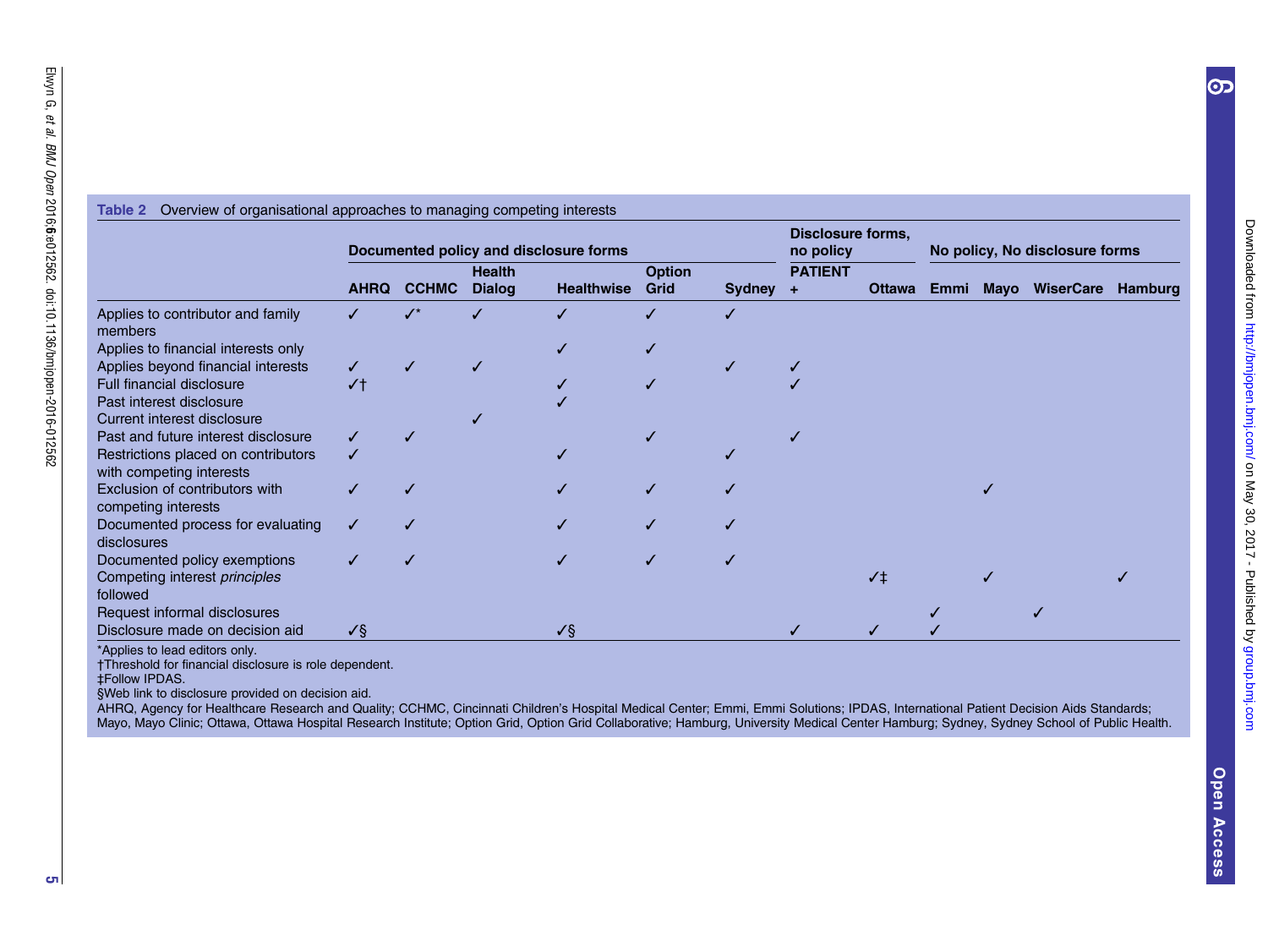**Table 2** Overview of organisational approaches to managing competing interests

| | Documented policy and disclosure forms | | | | | | Disclosure forms, no policy | | No policy, No disclosure forms | | | |
|---|---|---|---|---|---|---|---|---|---|---|---|---|
| | AHRQ | CCHMC | Health Dialog | Healthwise | Option Grid | Sydney | PATIENT + | Ottawa | Emmi | Mayo | WiserCare | Hamburg |
| Applies to contributor and family members | ✓ | ✓* | ✓ | ✓ | ✓ | ✓ | | | | | | |
| Applies to financial interests only | | | | ✓ | ✓ | | | | | | | |
| Applies beyond financial interests | ✓ | ✓ | ✓ | | | ✓ | ✓ | | | | | |
| Full financial disclosure | ✓† | | | ✓ | ✓ | | ✓ | | | | | |
| Past interest disclosure | | | | ✓ | | | | | | | | |
| Current interest disclosure | | | ✓ | | | | | | | | | |
| Past and future interest disclosure | ✓ | ✓ | | | ✓ | | ✓ | | | | | |
| Restrictions placed on contributors with competing interests | ✓ | | | ✓ | | ✓ | | | | | | |
| Exclusion of contributors with competing interests | ✓ | ✓ | | ✓ | ✓ | ✓ | | | | ✓ | | |
| Documented process for evaluating disclosures | ✓ | ✓ | | ✓ | ✓ | ✓ | | | | | | |
| Documented policy exemptions | ✓ | ✓ | | ✓ | ✓ | ✓ | | | | | | |
| Competing interest *principles* followed | | | | | | | | ✓‡ | | ✓ | | ✓ |
| Request informal disclosures | | | | | | | | | ✓ | | ✓ | |
| Disclosure made on decision aid | ✓§ | | | ✓§ | | | ✓ | ✓ | ✓ | | | |

*Applies to lead editors only.
†Threshold for financial disclosure is role dependent.
‡Follow IPDAS.
§Web link to disclosure provided on decision aid.
AHRQ, Agency for Healthcare Research and Quality; CCHMC, Cincinnati Children's Hospital Medical Center; Emmi, Emmi Solutions; IPDAS, International Patient Decision Aids Standards; Mayo, Mayo Clinic; Ottawa, Ottawa Hospital Research Institute; Option Grid, Option Grid Collaborative; Hamburg, University Medical Center Hamburg; Sydney, Sydney School of Public Health.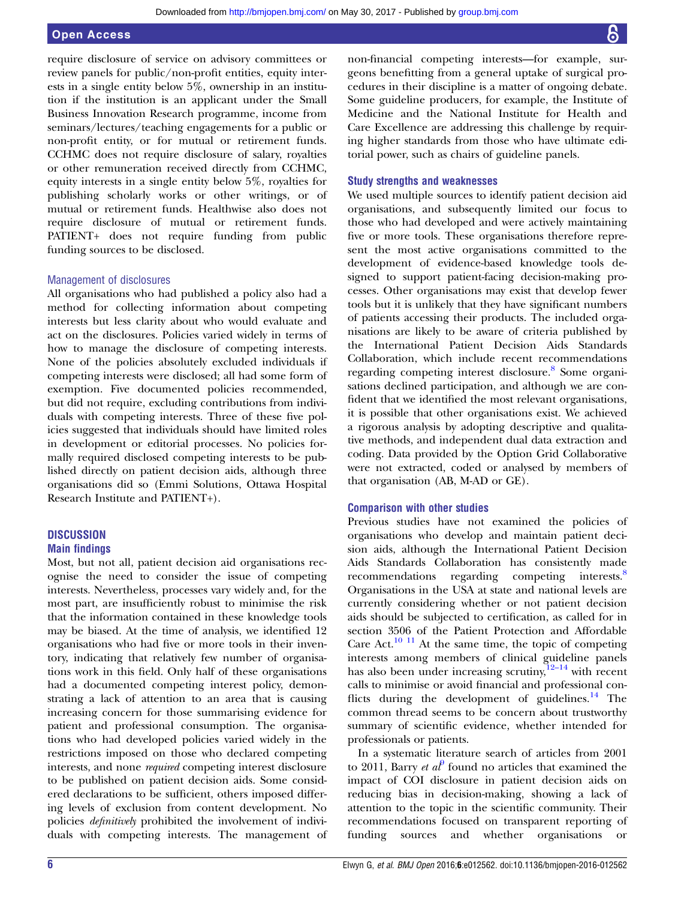require disclosure of service on advisory committees or review panels for public/non-profit entities, equity interests in a single entity below 5%, ownership in an institution if the institution is an applicant under the Small Business Innovation Research programme, income from seminars/lectures/teaching engagements for a public or non-profit entity, or for mutual or retirement funds. CCHMC does not require disclosure of salary, royalties or other remuneration received directly from CCHMC, equity interests in a single entity below 5%, royalties for publishing scholarly works or other writings, or of mutual or retirement funds. Healthwise also does not require disclosure of mutual or retirement funds. PATIENT+ does not require funding from public funding sources to be disclosed.

### Management of disclosures

All organisations who had published a policy also had a method for collecting information about competing interests but less clarity about who would evaluate and act on the disclosures. Policies varied widely in terms of how to manage the disclosure of competing interests. None of the policies absolutely excluded individuals if competing interests were disclosed; all had some form of exemption. Five documented policies recommended, but did not require, excluding contributions from individuals with competing interests. Three of these five policies suggested that individuals should have limited roles in development or editorial processes. No policies formally required disclosed competing interests to be published directly on patient decision aids, although three organisations did so (Emmi Solutions, Ottawa Hospital Research Institute and PATIENT+).

## DISCUSSION

### Main findings

Most, but not all, patient decision aid organisations recognise the need to consider the issue of competing interests. Nevertheless, processes vary widely and, for the most part, are insufficiently robust to minimise the risk that the information contained in these knowledge tools may be biased. At the time of analysis, we identified 12 organisations who had five or more tools in their inventory, indicating that relatively few number of organisations work in this field. Only half of these organisations had a documented competing interest policy, demonstrating a lack of attention to an area that is causing increasing concern for those summarising evidence for patient and professional consumption. The organisations who had developed policies varied widely in the restrictions imposed on those who declared competing interests, and none *required* competing interest disclosure to be published on patient decision aids. Some considered declarations to be sufficient, others imposed differing levels of exclusion from content development. No policies *definitively* prohibited the involvement of individuals with competing interests. The management of non-financial competing interests—for example, surgeons benefitting from a general uptake of surgical procedures in their discipline is a matter of ongoing debate. Some guideline producers, for example, the Institute of Medicine and the National Institute for Health and Care Excellence are addressing this challenge by requiring higher standards from those who have ultimate editorial power, such as chairs of guideline panels.

### Study strengths and weaknesses

We used multiple sources to identify patient decision aid organisations, and subsequently limited our focus to those who had developed and were actively maintaining five or more tools. These organisations therefore represent the most active organisations committed to the development of evidence-based knowledge tools designed to support patient-facing decision-making processes. Other organisations may exist that develop fewer tools but it is unlikely that they have significant numbers of patients accessing their products. The included organisations are likely to be aware of criteria published by the International Patient Decision Aids Standards Collaboration, which include recent recommendations regarding competing interest disclosure.[8] Some organisations declined participation, and although we are confident that we identified the most relevant organisations, it is possible that other organisations exist. We achieved a rigorous analysis by adopting descriptive and qualitative methods, and independent dual data extraction and coding. Data provided by the Option Grid Collaborative were not extracted, coded or analysed by members of that organisation (AB, M-AD or GE).

### Comparison with other studies

Previous studies have not examined the policies of organisations who develop and maintain patient decision aids, although the International Patient Decision Aids Standards Collaboration has consistently made recommendations regarding competing interests.[8] Organisations in the USA at state and national levels are currently considering whether or not patient decision aids should be subjected to certification, as called for in section 3506 of the Patient Protection and Affordable Care Act.[10 11] At the same time, the topic of competing interests among members of clinical guideline panels has also been under increasing scrutiny,[12–14] with recent calls to minimise or avoid financial and professional conflicts during the development of guidelines.[14] The common thread seems to be concern about trustworthy summary of scientific evidence, whether intended for professionals or patients.

In a systematic literature search of articles from 2001 to 2011, Barry *et al*[9] found no articles that examined the impact of COI disclosure in patient decision aids on reducing bias in decision-making, showing a lack of attention to the topic in the scientific community. Their recommendations focused on transparent reporting of funding sources and whether organisations or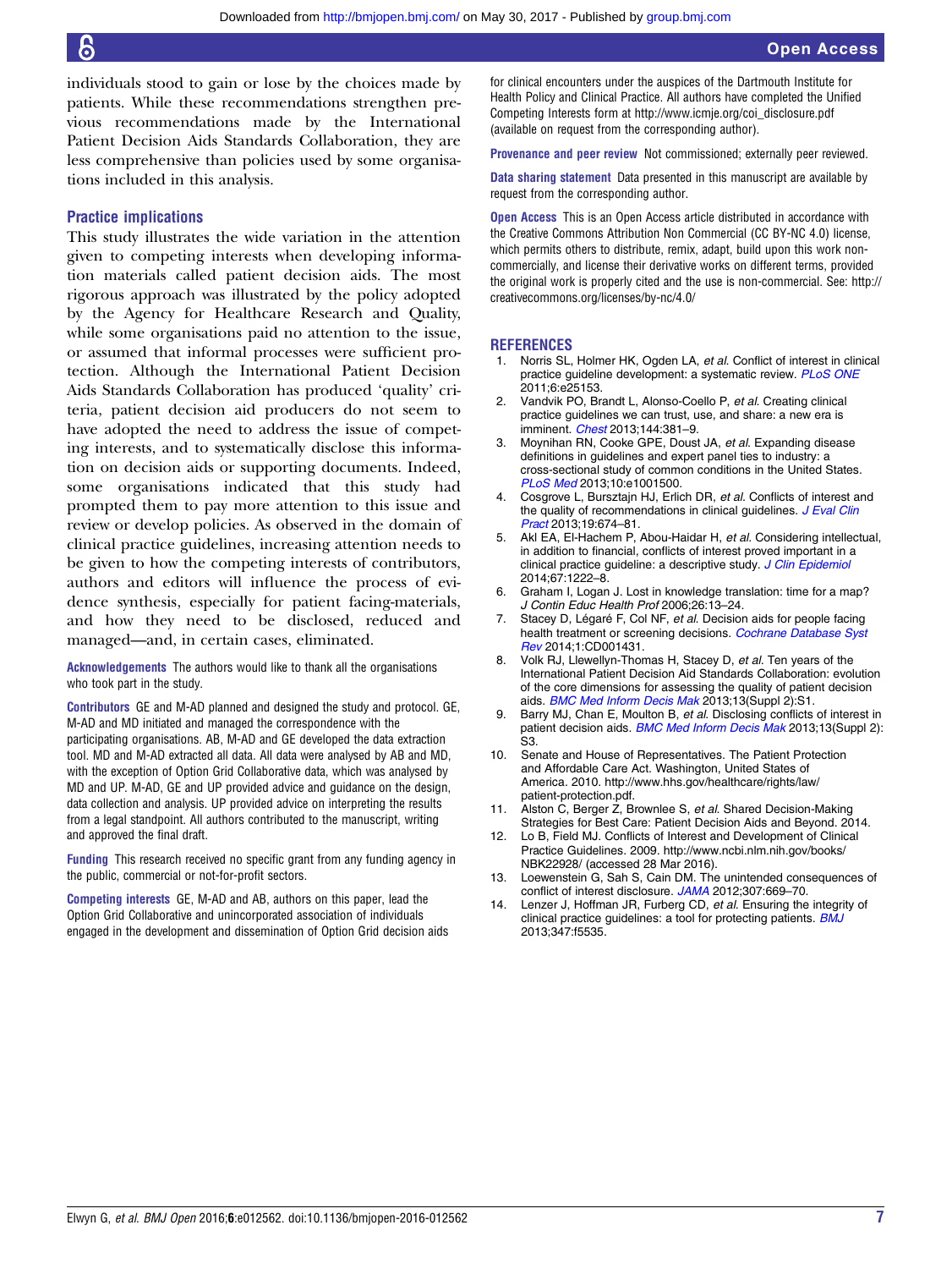individuals stood to gain or lose by the choices made by patients. While these recommendations strengthen previous recommendations made by the International Patient Decision Aids Standards Collaboration, they are less comprehensive than policies used by some organisations included in this analysis.

### Practice implications

This study illustrates the wide variation in the attention given to competing interests when developing information materials called patient decision aids. The most rigorous approach was illustrated by the policy adopted by the Agency for Healthcare Research and Quality, while some organisations paid no attention to the issue, or assumed that informal processes were sufficient protection. Although the International Patient Decision Aids Standards Collaboration has produced 'quality' criteria, patient decision aid producers do not seem to have adopted the need to address the issue of competing interests, and to systematically disclose this information on decision aids or supporting documents. Indeed, some organisations indicated that this study had prompted them to pay more attention to this issue and review or develop policies. As observed in the domain of clinical practice guidelines, increasing attention needs to be given to how the competing interests of contributors, authors and editors will influence the process of evidence synthesis, especially for patient facing-materials, and how they need to be disclosed, reduced and managed—and, in certain cases, eliminated.

**Acknowledgements** The authors would like to thank all the organisations who took part in the study.

**Contributors** GE and M-AD planned and designed the study and protocol. GE, M-AD and MD initiated and managed the correspondence with the participating organisations. AB, M-AD and GE developed the data extraction tool. MD and M-AD extracted all data. All data were analysed by AB and MD, with the exception of Option Grid Collaborative data, which was analysed by MD and UP. M-AD, GE and UP provided advice and guidance on the design, data collection and analysis. UP provided advice on interpreting the results from a legal standpoint. All authors contributed to the manuscript, writing and approved the final draft.

**Funding** This research received no specific grant from any funding agency in the public, commercial or not-for-profit sectors.

**Competing interests** GE, M-AD and AB, authors on this paper, lead the Option Grid Collaborative and unincorporated association of individuals engaged in the development and dissemination of Option Grid decision aids for clinical encounters under the auspices of the Dartmouth Institute for Health Policy and Clinical Practice. All authors have completed the Unified Competing Interests form at http://www.icmje.org/coi_disclosure.pdf (available on request from the corresponding author).

**Provenance and peer review** Not commissioned; externally peer reviewed.

**Data sharing statement** Data presented in this manuscript are available by request from the corresponding author.

**Open Access** This is an Open Access article distributed in accordance with the Creative Commons Attribution Non Commercial (CC BY-NC 4.0) license, which permits others to distribute, remix, adapt, build upon this work non-commercially, and license their derivative works on different terms, provided the original work is properly cited and the use is non-commercial. See: http://creativecommons.org/licenses/by-nc/4.0/

## REFERENCES

1. Norris SL, Holmer HK, Ogden LA, *et al*. Conflict of interest in clinical practice guideline development: a systematic review. *PLoS ONE* 2011;6:e25153.
2. Vandvik PO, Brandt L, Alonso-Coello P, *et al*. Creating clinical practice guidelines we can trust, use, and share: a new era is imminent. *Chest* 2013;144:381–9.
3. Moynihan RN, Cooke GPE, Doust JA, *et al*. Expanding disease definitions in guidelines and expert panel ties to industry: a cross-sectional study of common conditions in the United States. *PLoS Med* 2013;10:e1001500.
4. Cosgrove L, Bursztajn HJ, Erlich DR, *et al*. Conflicts of interest and the quality of recommendations in clinical guidelines. *J Eval Clin Pract* 2013;19:674–81.
5. Akl EA, El-Hachem P, Abou-Haidar H, *et al*. Considering intellectual, in addition to financial, conflicts of interest proved important in a clinical practice guideline: a descriptive study. *J Clin Epidemiol* 2014;67:1222–8.
6. Graham I, Logan J. Lost in knowledge translation: time for a map? *J Contin Educ Health Prof* 2006;26:13–24.
7. Stacey D, Légaré F, Col NF, *et al*. Decision aids for people facing health treatment or screening decisions. *Cochrane Database Syst Rev* 2014;1:CD001431.
8. Volk RJ, Llewellyn-Thomas H, Stacey D, *et al*. Ten years of the International Patient Decision Aid Standards Collaboration: evolution of the core dimensions for assessing the quality of patient decision aids. *BMC Med Inform Decis Mak* 2013;13(Suppl 2):S1.
9. Barry MJ, Chan E, Moulton B, *et al*. Disclosing conflicts of interest in patient decision aids. *BMC Med Inform Decis Mak* 2013;13(Suppl 2):S3.
10. Senate and House of Representatives. The Patient Protection and Affordable Care Act. Washington, United States of America. 2010. http://www.hhs.gov/healthcare/rights/law/patient-protection.pdf.
11. Alston C, Berger Z, Brownlee S, *et al*. Shared Decision-Making Strategies for Best Care: Patient Decision Aids and Beyond. 2014.
12. Lo B, Field MJ. Conflicts of Interest and Development of Clinical Practice Guidelines. 2009. http://www.ncbi.nlm.nih.gov/books/NBK22928/ (accessed 28 Mar 2016).
13. Loewenstein G, Sah S, Cain DM. The unintended consequences of conflict of interest disclosure. *JAMA* 2012;307:669–70.
14. Lenzer J, Hoffman JR, Furberg CD, *et al*. Ensuring the integrity of clinical practice guidelines: a tool for protecting patients. *BMJ* 2013;347:f5535.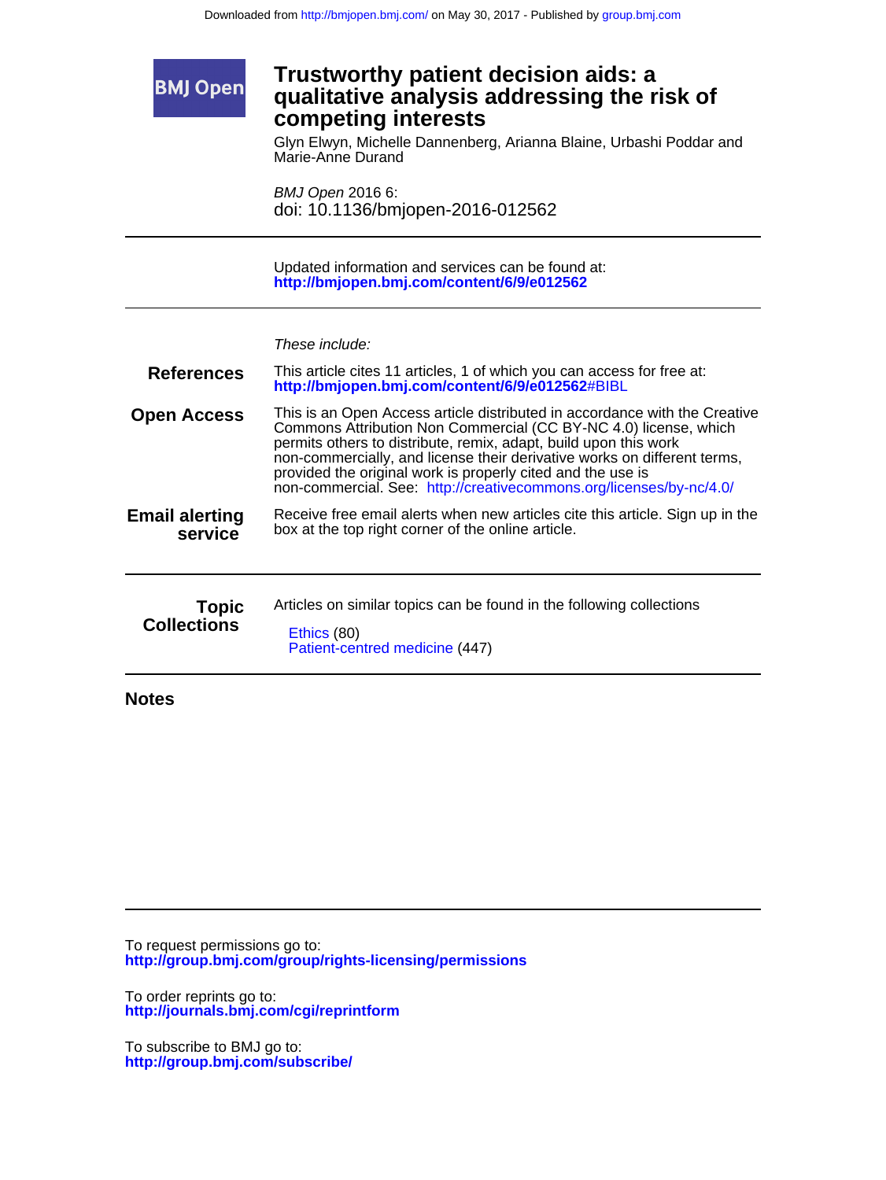Downloaded from http://bmjopen.bmj.com/ on May 30, 2017 - Published by group.bmj.com

BMJ Open

# Trustworthy patient decision aids: a qualitative analysis addressing the risk of competing interests

Glyn Elwyn, Michelle Dannenberg, Arianna Blaine, Urbashi Podder and Marie-Anne Durand

*BMJ Open* 2016 6:
doi: 10.1136/bmjopen-2016-012562

Updated information and services can be found at:
**http://bmjopen.bmj.com/content/6/9/e012562**

*These include:*

**References**

This article cites 11 articles, 1 of which you can access for free at:
**http://bmjopen.bmj.com/content/6/9/e012562**#BIBL

**Open Access**

This is an Open Access article distributed in accordance with the Creative Commons Attribution Non Commercial (CC BY-NC 4.0) license, which permits others to distribute, remix, adapt, build upon this work non-commercially, and license their derivative works on different terms, provided the original work is properly cited and the use is non-commercial. See: http://creativecommons.org/licenses/by-nc/4.0/

**Email alerting service**

Receive free email alerts when new articles cite this article. Sign up in the box at the top right corner of the online article.

**Topic Collections**

Articles on similar topics can be found in the following collections

Ethics (80)
Patient-centred medicine (447)

**Notes**

To request permissions go to:
**http://group.bmj.com/group/rights-licensing/permissions**

To order reprints go to:
**http://journals.bmj.com/cgi/reprintform**

To subscribe to BMJ go to:
**http://group.bmj.com/subscribe/**